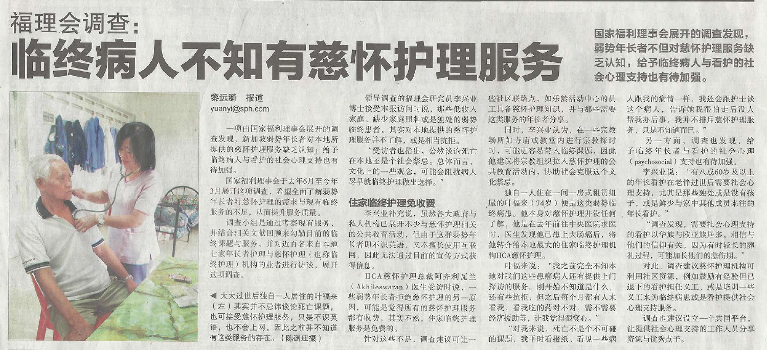福理会调查：

# 临终病人不知有慈怀护理服务

**国家福利理事会展开的调查发现，弱势年长者不但对慈怀护理服务缺乏认知，给予临终病人与看护的社会心理支持也有待加强。**

黎远漪 报道
yuanyi@sph.com

一项由国家福利理事会展开的调查发现，新加坡弱势年长者对本地所提供的慈怀护理服务缺乏认知；给予临终病人与看护的社会心理支持也有待加强。

国家福利理事会于去年6月至今年3月展开这项调查，希望全面了解弱势年长者对慈怀护理的需求与现有临终服务的不足，从而提升服务质量。

调查小组是通过考察现有服务，并结合相关文献回顾来勾勒目前的临终课题与服务，并对近百名来自本地七家年长者护理与慈怀护理（也称临终护理）机构的业者进行访谈，展开这项调查。

◀ 太太过世后独自一人居住的叶福来（左）其实并不忌讳谈论死亡课题，也可接受慈怀护理服务，只是不识英语，也不会上网，因此之前并不知道有这类服务的存在。（陈渊庄摄）

领导调查的福理会研究员李兴业博士接受本报访问时说，那些低收入家庭、缺少家庭照料或是独处的弱势临终患者，其实对本地提供的慈怀护理服务并不了解，或是相当抗拒。

"受访者也指出，公然谈论死亡在本地还是个社会禁忌。总体而言，文化上的一些观念，可能会阻扰病人尽早就临终护理做出选择。"

## 住家临终护理免收费

李兴业补充说，虽然各大政府与私人机构已展开不少与慈怀护理相关的公共教育活动，但由于这群弱势年长者即不识英语，又不擅长使用互联网，因此无法通过目前的宣传方式获得信息。

HCA慈怀护理总裁阿齐利瓦兰（Akhileswaran）医生受访时说，一些弱势年长者拒绝慈怀护理的另一原因，可能是觉得所有的慈怀护理服务都有收费，其实不然，住家临终护理服务是免费的。

针对这些不足，调查建议可让一些社区联络点，如乐龄活动中心的员工具备慈怀护理知识，并与那些需要这类服务的年长者分享。

同时，李兴业认为，在一些宗教场所如寺庙或教堂内进行宗教探讨时，可能更容易带入临终课题，因此他建议将宗教组织拉入慈怀护理的公共教育活动内，协助社会克服这个文化禁忌。

独自一人住在一间一房式租赁组屋的叶福来（74岁）便是这类弱势临终病患。他本身对慈怀护理并没任何了解，他是在去年前往中央医院求医时，医生发现他已患上大肠癌后，将他转介给本地最大的住家临终护理机构HCA慈怀护理。

叶福来说："我之前完全不知本地对我们这些患癌病人还有提供上门探访的服务。刚开始不知道是什么，还有些抗拒，但之后每个月都有人来看我，看我吃的药对不对，需不需要经济援助等，让我觉得很窝心。"

"对我来说，死亡不是个不可碰的课题，我平时看报纸，看见一些病人跟我的病情一样，我还会跟护士谈这个病人，告诉她我很怕走后没人帮我办后事，我并不排斥慈怀护理服务，只是不知道而已。"

另一方面，调查也发现，给予临终年长者与看护的社会心理（psychosocial）支持也有待加强。

李兴业说："有八成60岁及以上的年长看护在老伴过世后需要社会心理支持，尤其是那些独处或是没有孩子，或是鲜少与家中其他成员来往的年长看护。"

"调查发现，需要社会心理支持的看护以华族与欧亚族居多，相信与他们的信仰有关，因为有时较长的葬礼过程，可能加长他们的悲伤期。"

对此，调查建议慈怀护理机构可利用社区资源，例如鼓励有经验但已退下的看护担任义工，或是培训一些义工来为临终病患或是看护提供社会心理支持服务。

调查也建议设立一个共同平台，让提供社会心理支持的工作人员分享资源与优秀点子。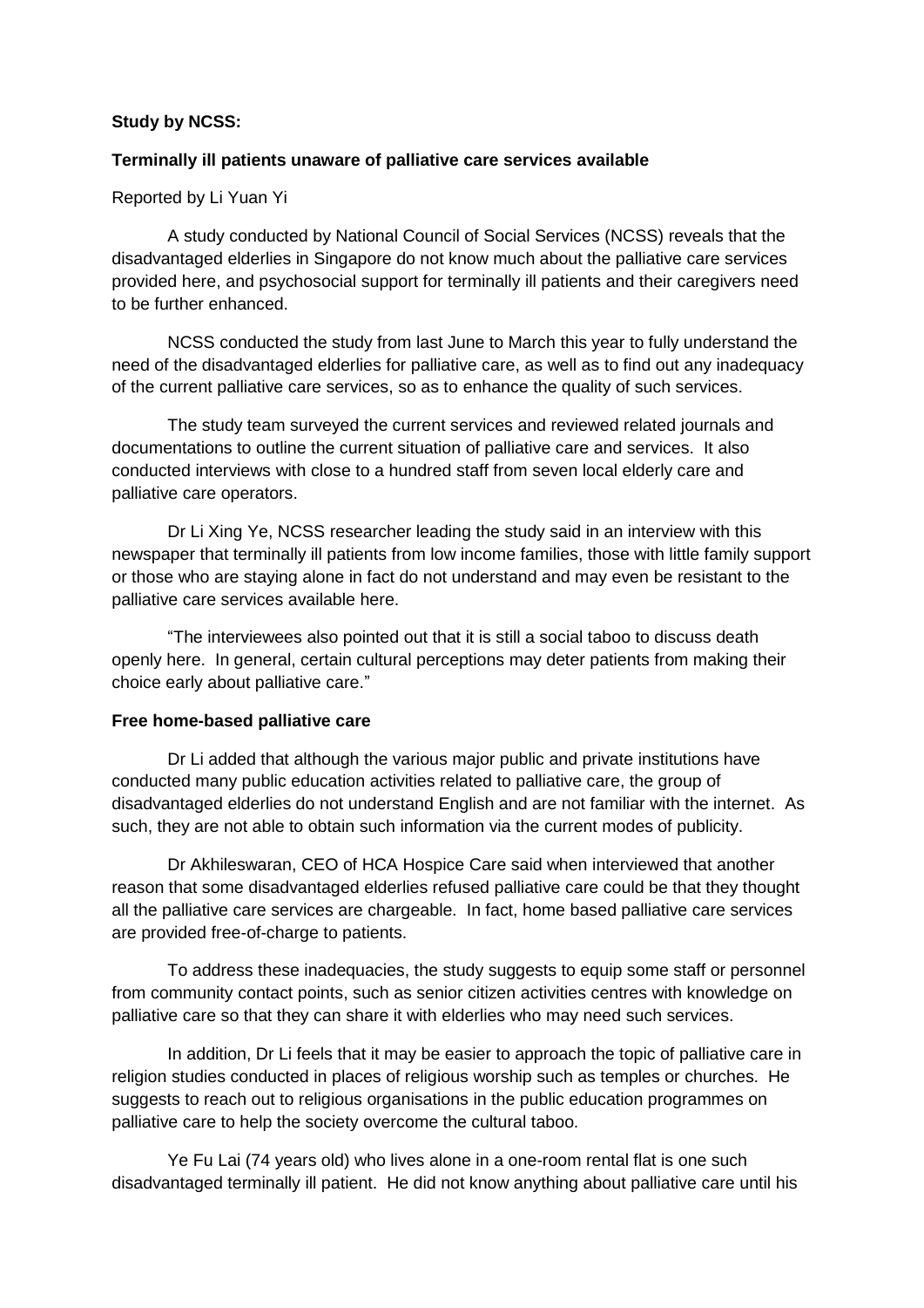**Study by NCSS:**

**Terminally ill patients unaware of palliative care services available**

Reported by Li Yuan Yi

A study conducted by National Council of Social Services (NCSS) reveals that the disadvantaged elderlies in Singapore do not know much about the palliative care services provided here, and psychosocial support for terminally ill patients and their caregivers need to be further enhanced.

NCSS conducted the study from last June to March this year to fully understand the need of the disadvantaged elderlies for palliative care, as well as to find out any inadequacy of the current palliative care services, so as to enhance the quality of such services.

The study team surveyed the current services and reviewed related journals and documentations to outline the current situation of palliative care and services. It also conducted interviews with close to a hundred staff from seven local elderly care and palliative care operators.

Dr Li Xing Ye, NCSS researcher leading the study said in an interview with this newspaper that terminally ill patients from low income families, those with little family support or those who are staying alone in fact do not understand and may even be resistant to the palliative care services available here.

"The interviewees also pointed out that it is still a social taboo to discuss death openly here. In general, certain cultural perceptions may deter patients from making their choice early about palliative care."

**Free home-based palliative care**

Dr Li added that although the various major public and private institutions have conducted many public education activities related to palliative care, the group of disadvantaged elderlies do not understand English and are not familiar with the internet. As such, they are not able to obtain such information via the current modes of publicity.

Dr Akhileswaran, CEO of HCA Hospice Care said when interviewed that another reason that some disadvantaged elderlies refused palliative care could be that they thought all the palliative care services are chargeable. In fact, home based palliative care services are provided free-of-charge to patients.

To address these inadequacies, the study suggests to equip some staff or personnel from community contact points, such as senior citizen activities centres with knowledge on palliative care so that they can share it with elderlies who may need such services.

In addition, Dr Li feels that it may be easier to approach the topic of palliative care in religion studies conducted in places of religious worship such as temples or churches. He suggests to reach out to religious organisations in the public education programmes on palliative care to help the society overcome the cultural taboo.

Ye Fu Lai (74 years old) who lives alone in a one-room rental flat is one such disadvantaged terminally ill patient. He did not know anything about palliative care until his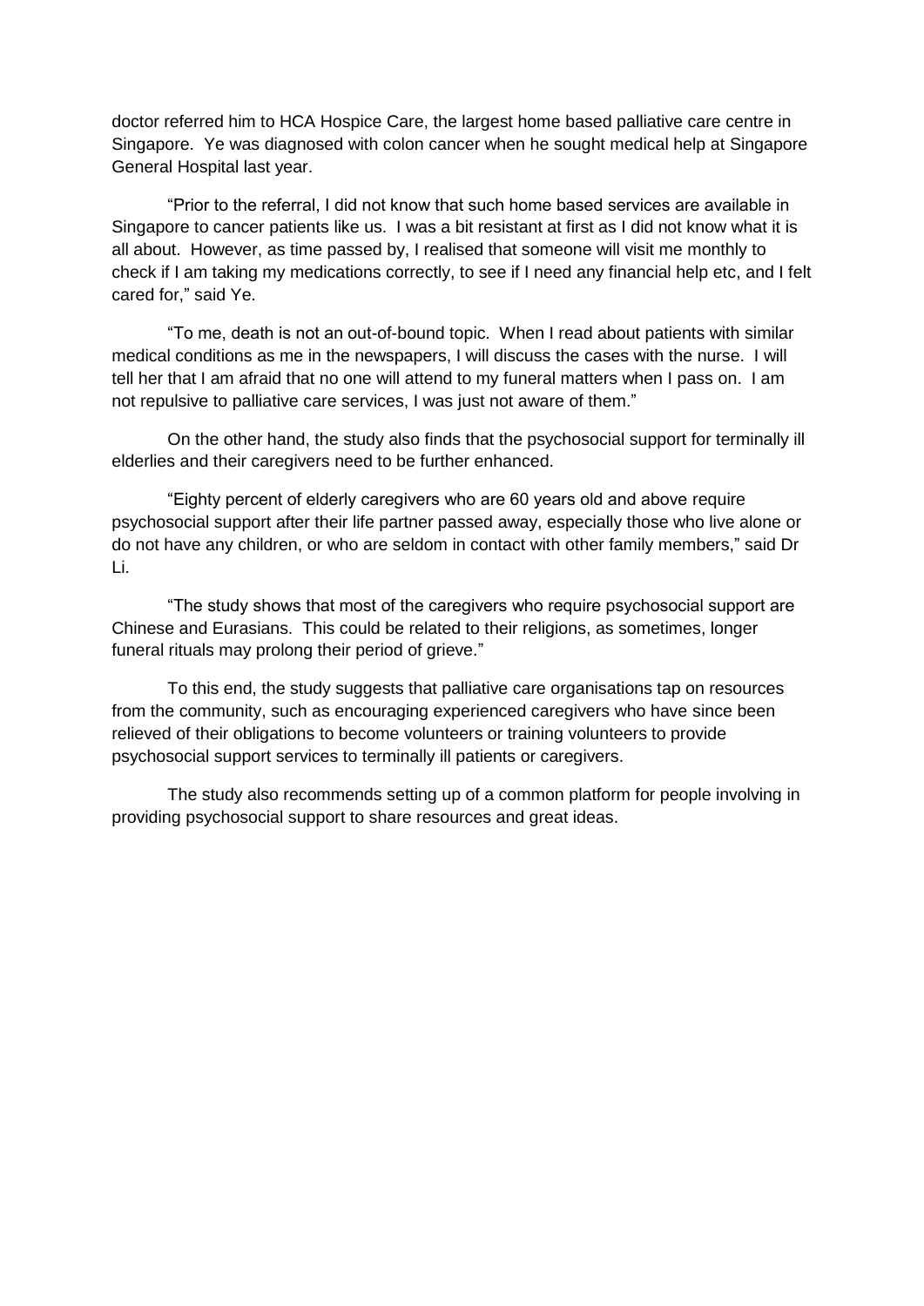doctor referred him to HCA Hospice Care, the largest home based palliative care centre in Singapore. Ye was diagnosed with colon cancer when he sought medical help at Singapore General Hospital last year.

"Prior to the referral, I did not know that such home based services are available in Singapore to cancer patients like us. I was a bit resistant at first as I did not know what it is all about. However, as time passed by, I realised that someone will visit me monthly to check if I am taking my medications correctly, to see if I need any financial help etc, and I felt cared for," said Ye.

"To me, death is not an out-of-bound topic. When I read about patients with similar medical conditions as me in the newspapers, I will discuss the cases with the nurse. I will tell her that I am afraid that no one will attend to my funeral matters when I pass on. I am not repulsive to palliative care services, I was just not aware of them."

On the other hand, the study also finds that the psychosocial support for terminally ill elderlies and their caregivers need to be further enhanced.

"Eighty percent of elderly caregivers who are 60 years old and above require psychosocial support after their life partner passed away, especially those who live alone or do not have any children, or who are seldom in contact with other family members," said Dr Li.

"The study shows that most of the caregivers who require psychosocial support are Chinese and Eurasians. This could be related to their religions, as sometimes, longer funeral rituals may prolong their period of grieve."

To this end, the study suggests that palliative care organisations tap on resources from the community, such as encouraging experienced caregivers who have since been relieved of their obligations to become volunteers or training volunteers to provide psychosocial support services to terminally ill patients or caregivers.

The study also recommends setting up of a common platform for people involving in providing psychosocial support to share resources and great ideas.